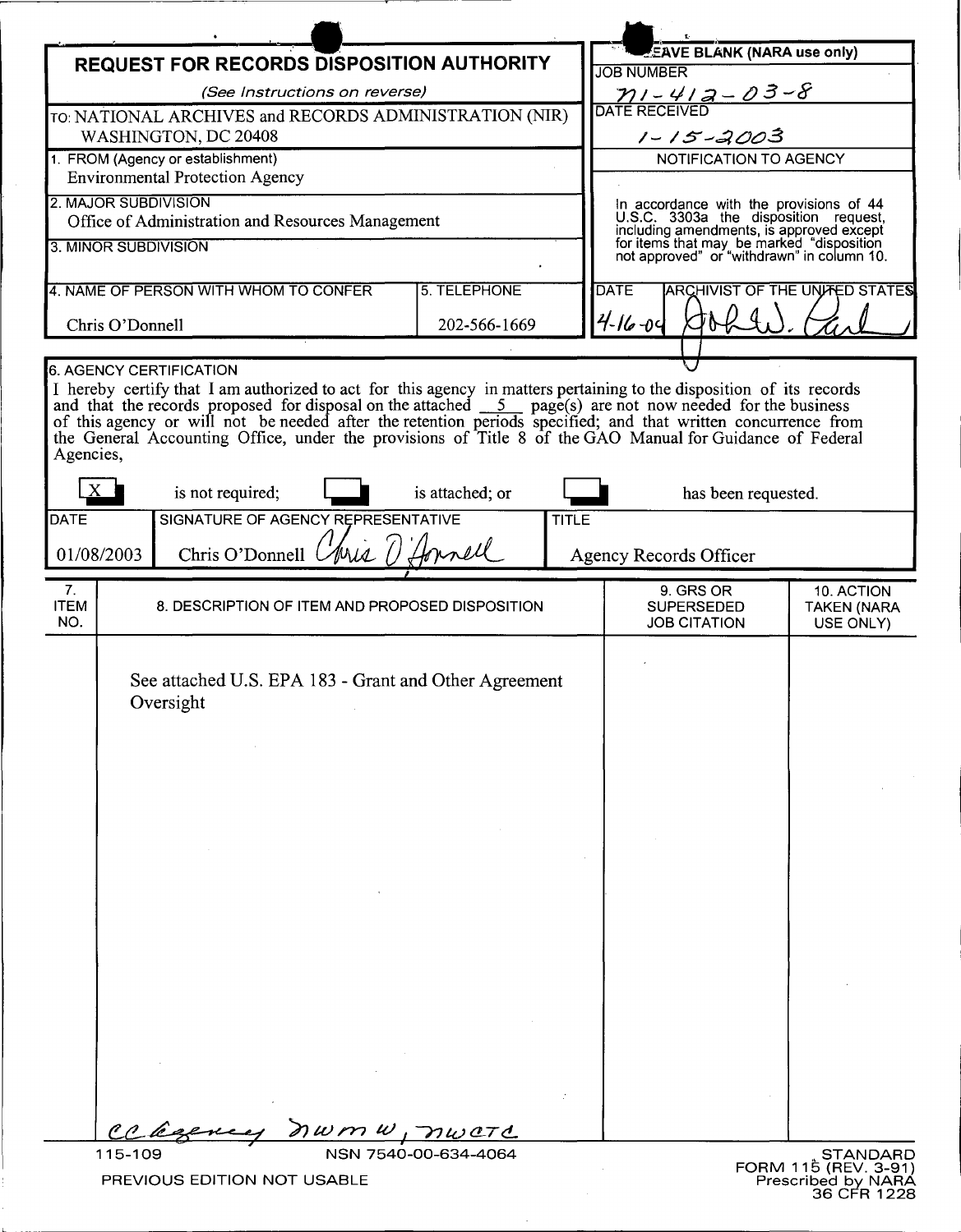# REQUEST FOR RECORDS DISPOSITION AUTHORITY

*(See Instructions on reverse)*

TO: NATIONAL ARCHIVES and RECORDS ADMINISTRATION (NIR)
WASHINGTON, DC 20408

**LEAVE BLANK (NARA use only)**

JOB NUMBER: N1-412-03-8

DATE RECEIVED: 1-15-2003

NOTIFICATION TO AGENCY

In accordance with the provisions of 44 U.S.C. 3303a the disposition request, including amendments, is approved except for items that may be marked "disposition not approved" or "withdrawn" in column 10.

DATE: 4-16-04

ARCHIVIST OF THE UNITED STATES: [signature]

1. FROM (Agency or establishment)
Environmental Protection Agency

2. MAJOR SUBDIVISION
Office of Administration and Resources Management

3. MINOR SUBDIVISION

4. NAME OF PERSON WITH WHOM TO CONFER
Chris O'Donnell

5. TELEPHONE
202-566-1669

6. AGENCY CERTIFICATION

I hereby certify that I am authorized to act for this agency in matters pertaining to the disposition of its records and that the records proposed for disposal on the attached 5 page(s) are not now needed for the business of this agency or will not be needed after the retention periods specified; and that written concurrence from the General Accounting Office, under the provisions of Title 8 of the GAO Manual for Guidance of Federal Agencies,

[X] is not required; [ ] is attached; or [ ] has been requested.

| DATE | SIGNATURE OF AGENCY REPRESENTATIVE | TITLE |
| --- | --- | --- |
| 01/08/2003 | Chris O'Donnell [signature] | Agency Records Officer |

| 7. ITEM NO. | 8. DESCRIPTION OF ITEM AND PROPOSED DISPOSITION | 9. GRS OR SUPERSEDED JOB CITATION | 10. ACTION TAKEN (NARA USE ONLY) |
| --- | --- | --- | --- |
| | See attached U.S. EPA 183 - Grant and Other Agreement Oversight | | |

cc Agency, NWMW, NWCTC

115-109 NSN 7540-00-634-4064
PREVIOUS EDITION NOT USABLE

STANDARD FORM 115 (REV. 3-91)
Prescribed by NARA
36 CFR 1228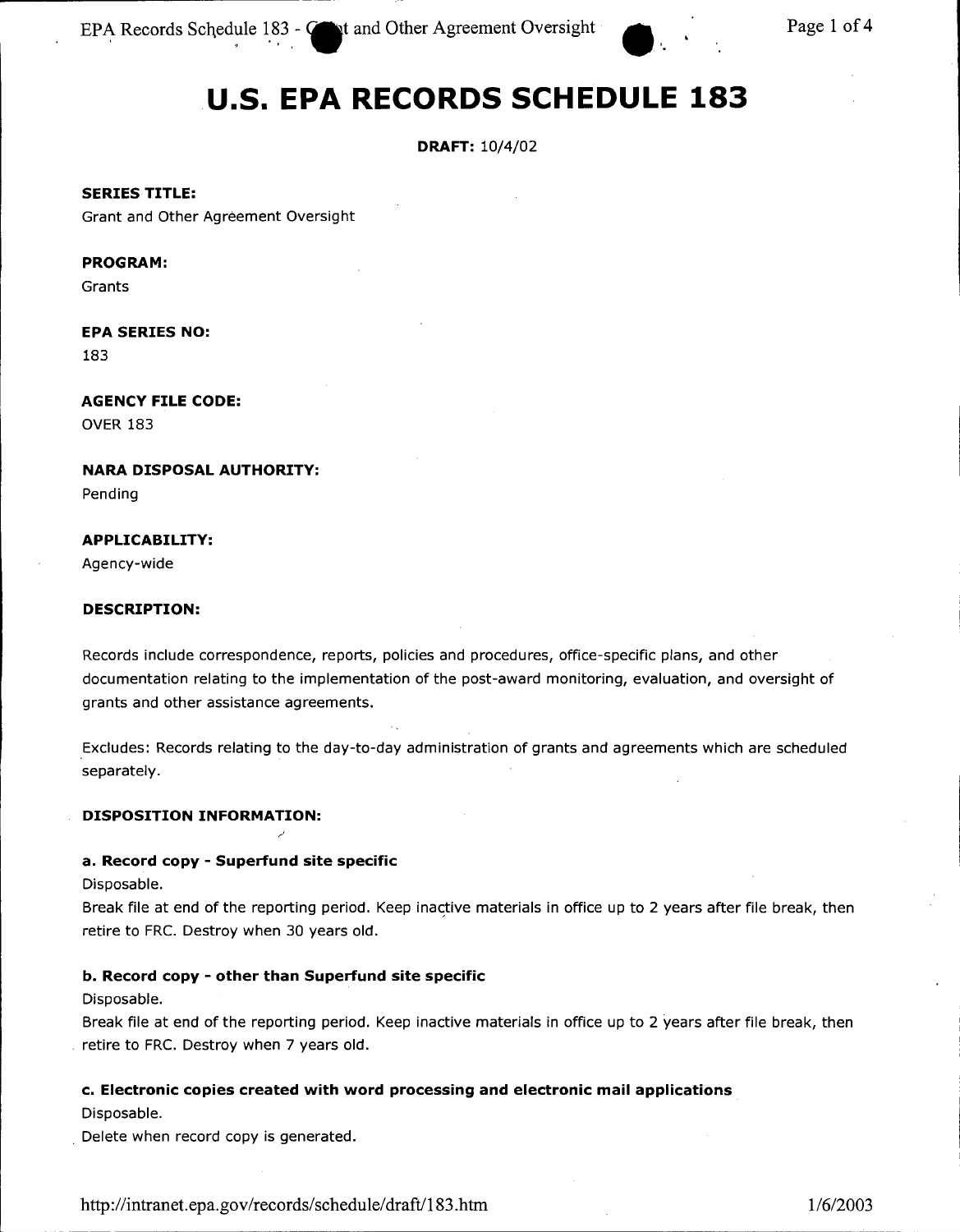# U.S. EPA RECORDS SCHEDULE 183

**DRAFT:** 10/4/02

**SERIES TITLE:**
Grant and Other Agreement Oversight

**PROGRAM:**
Grants

**EPA SERIES NO:**
183

**AGENCY FILE CODE:**
OVER 183

**NARA DISPOSAL AUTHORITY:**
Pending

**APPLICABILITY:**
Agency-wide

**DESCRIPTION:**

Records include correspondence, reports, policies and procedures, office-specific plans, and other documentation relating to the implementation of the post-award monitoring, evaluation, and oversight of grants and other assistance agreements.

Excludes: Records relating to the day-to-day administration of grants and agreements which are scheduled separately.

**DISPOSITION INFORMATION:**

**a. Record copy - Superfund site specific**
Disposable.
Break file at end of the reporting period. Keep inactive materials in office up to 2 years after file break, then retire to FRC. Destroy when 30 years old.

**b. Record copy - other than Superfund site specific**
Disposable.
Break file at end of the reporting period. Keep inactive materials in office up to 2 years after file break, then retire to FRC. Destroy when 7 years old.

**c. Electronic copies created with word processing and electronic mail applications**
Disposable.
Delete when record copy is generated.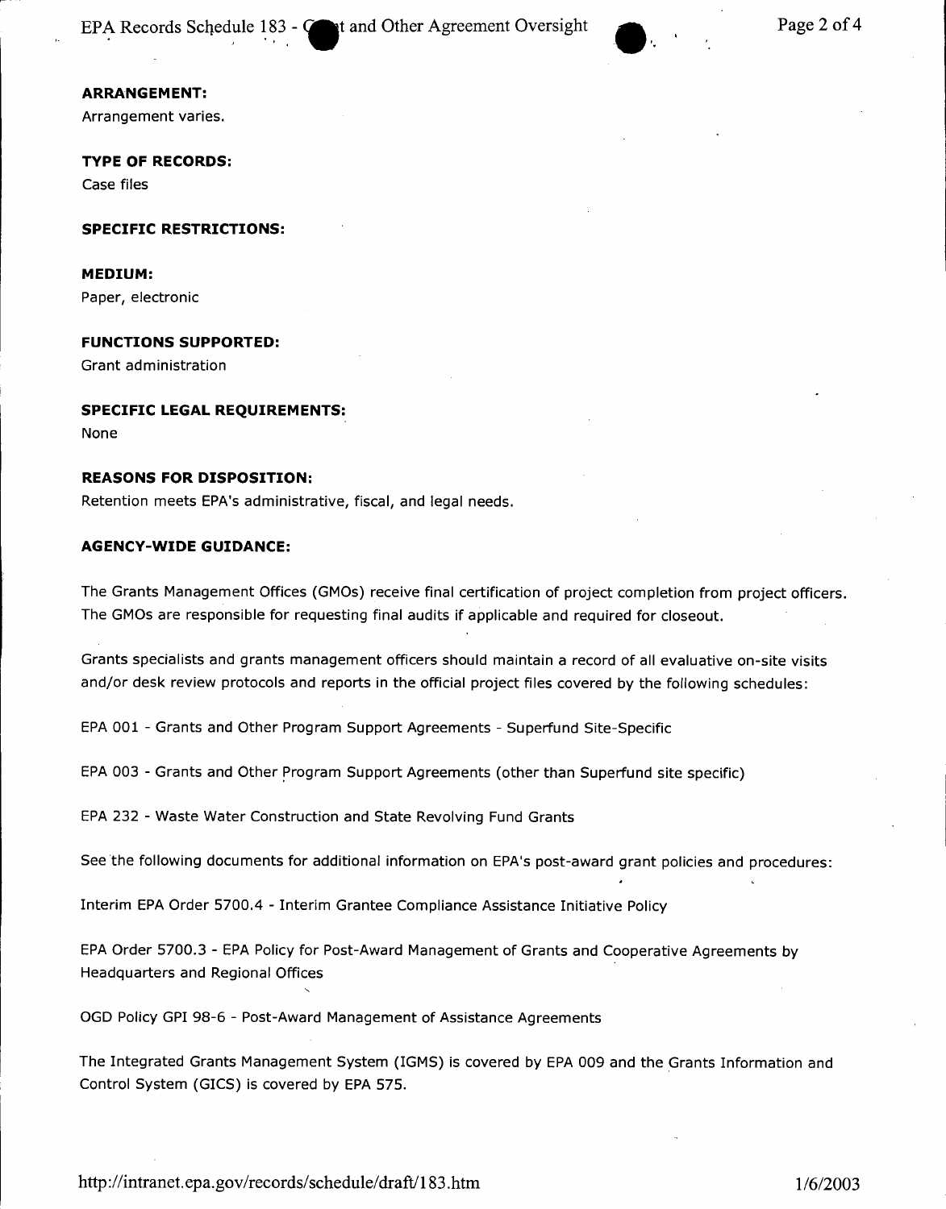**ARRANGEMENT:**
Arrangement varies.

**TYPE OF RECORDS:**
Case files

**SPECIFIC RESTRICTIONS:**

**MEDIUM:**
Paper, electronic

**FUNCTIONS SUPPORTED:**
Grant administration

**SPECIFIC LEGAL REQUIREMENTS:**
None

**REASONS FOR DISPOSITION:**
Retention meets EPA's administrative, fiscal, and legal needs.

**AGENCY-WIDE GUIDANCE:**

The Grants Management Offices (GMOs) receive final certification of project completion from project officers. The GMOs are responsible for requesting final audits if applicable and required for closeout.

Grants specialists and grants management officers should maintain a record of all evaluative on-site visits and/or desk review protocols and reports in the official project files covered by the following schedules:

EPA 001 - Grants and Other Program Support Agreements - Superfund Site-Specific

EPA 003 - Grants and Other Program Support Agreements (other than Superfund site specific)

EPA 232 - Waste Water Construction and State Revolving Fund Grants

See the following documents for additional information on EPA's post-award grant policies and procedures:

Interim EPA Order 5700.4 - Interim Grantee Compliance Assistance Initiative Policy

EPA Order 5700.3 - EPA Policy for Post-Award Management of Grants and Cooperative Agreements by Headquarters and Regional Offices

OGD Policy GPI 98-6 - Post-Award Management of Assistance Agreements

The Integrated Grants Management System (IGMS) is covered by EPA 009 and the Grants Information and Control System (GICS) is covered by EPA 575.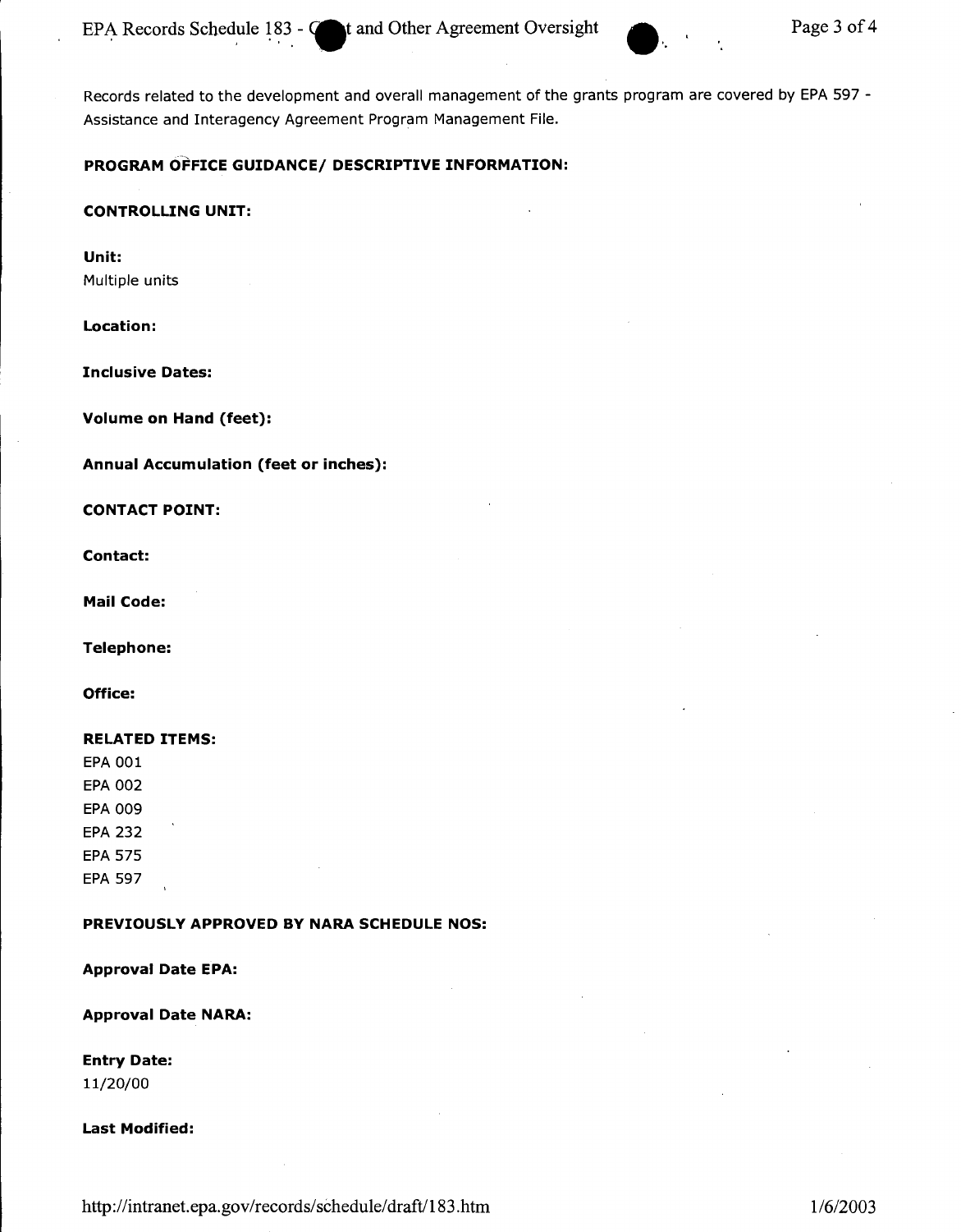Records related to the development and overall management of the grants program are covered by EPA 597 - Assistance and Interagency Agreement Program Management File.

**PROGRAM OFFICE GUIDANCE/ DESCRIPTIVE INFORMATION:**

**CONTROLLING UNIT:**

**Unit:**
Multiple units

**Location:**

**Inclusive Dates:**

**Volume on Hand (feet):**

**Annual Accumulation (feet or inches):**

**CONTACT POINT:**

**Contact:**

**Mail Code:**

**Telephone:**

**Office:**

**RELATED ITEMS:**
EPA 001
EPA 002
EPA 009
EPA 232
EPA 575
EPA 597

**PREVIOUSLY APPROVED BY NARA SCHEDULE NOS:**

**Approval Date EPA:**

**Approval Date NARA:**

**Entry Date:**
11/20/00

**Last Modified:**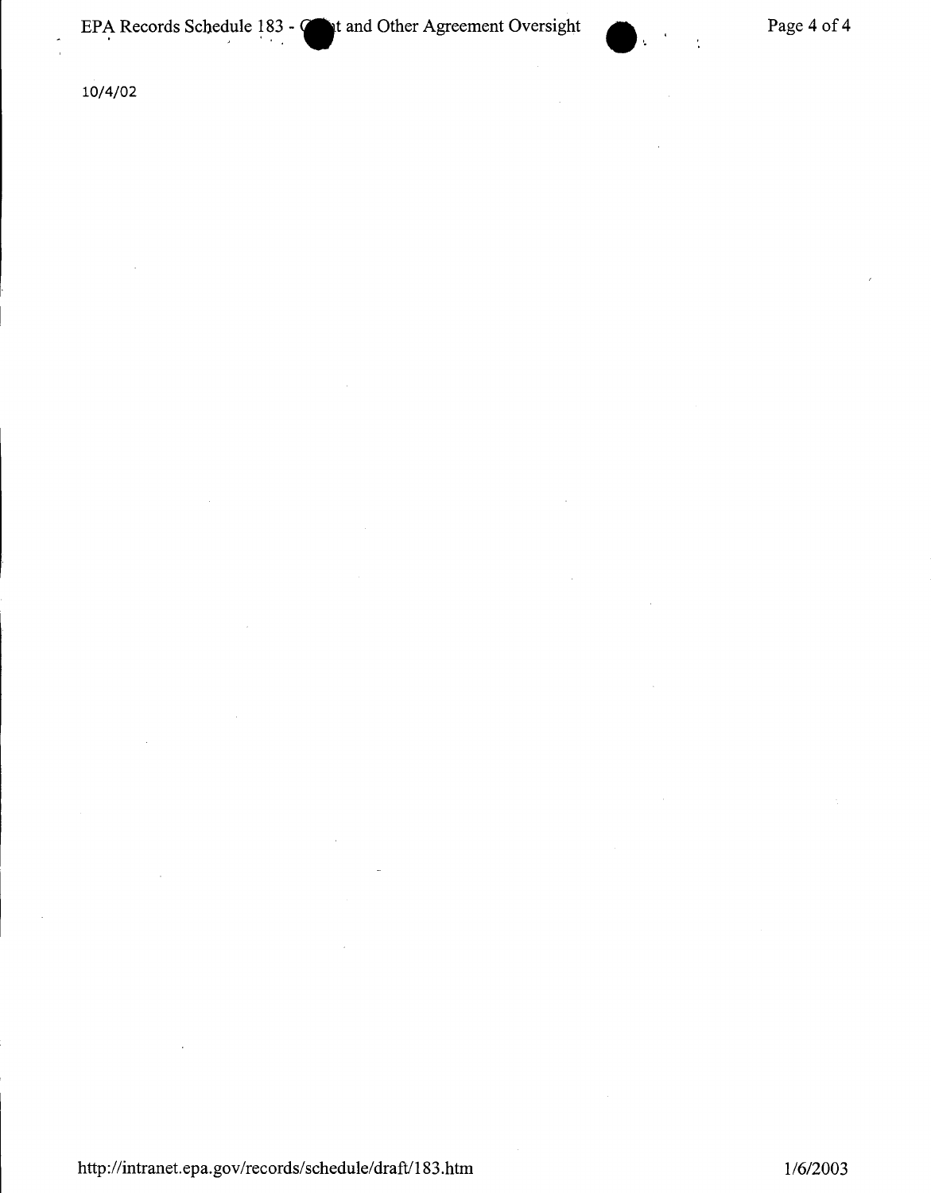10/4/02